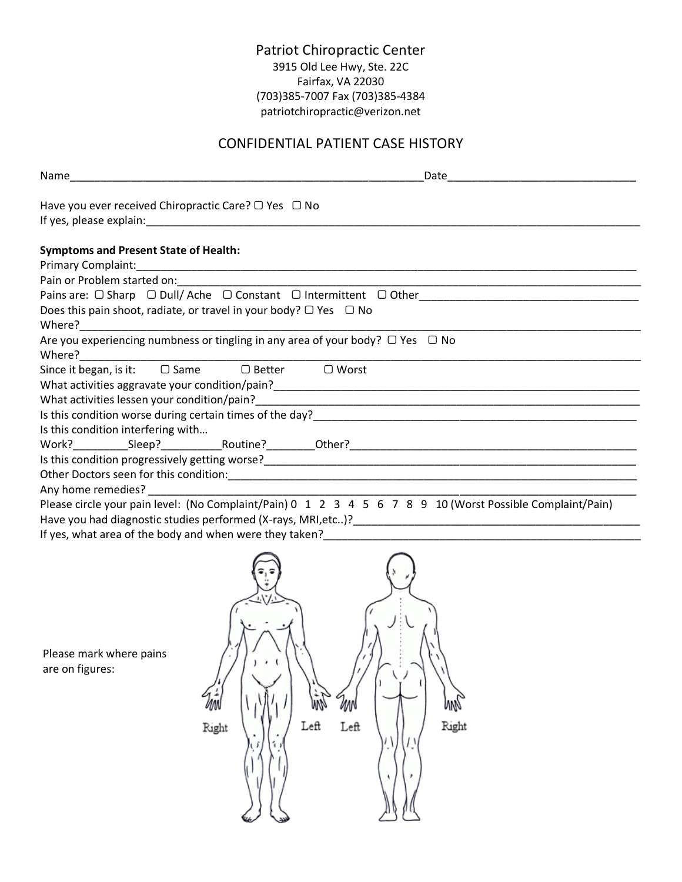# Patriot Chiropractic Center

3915 Old Lee Hwy, Ste. 22C
Fairfax, VA 22030
(703)385-7007 Fax (703)385-4384
patriotchiropractic@verizon.net

## CONFIDENTIAL PATIENT CASE HISTORY

Name_____________________________________________________________Date_______________________________

Have you ever received Chiropractic Care? ☐ Yes ☐ No
If yes, please explain:_________________________________________________________________________________

**Symptoms and Present State of Health:**
Primary Complaint:_____________________________________________________________________________________
Pain or Problem started on:_____________________________________________________________________________
Pains are: ☐ Sharp ☐ Dull/ Ache ☐ Constant ☐ Intermittent ☐ Other___________________________________
Does this pain shoot, radiate, or travel in your body? ☐ Yes ☐ No
Where?______________________________________________________________________________________________
Are you experiencing numbness or tingling in any area of your body? ☐ Yes ☐ No
Where?______________________________________________________________________________________________
Since it began, is it: ☐ Same ☐ Better ☐ Worst
What activities aggravate your condition/pain?____________________________________________________________
What activities lessen your condition/pain?_______________________________________________________________
Is this condition worse during certain times of the day?___________________________________________________
Is this condition interfering with…
Work?_________Sleep?__________Routine?________Other?_________________________________________________
Is this condition progressively getting worse?_____________________________________________________________
Other Doctors seen for this condition:____________________________________________________________________
Any home remedies? ___________________________________________________________________________________
Please circle your pain level: (No Complaint/Pain) 0 1 2 3 4 5 6 7 8 9 10 (Worst Possible Complaint/Pain)
Have you had diagnostic studies performed (X-rays, MRI,etc..)?_______________________________________________
If yes, what area of the body and when were they taken?____________________________________________________

Please mark where pains are on figures:

Right Left Left Right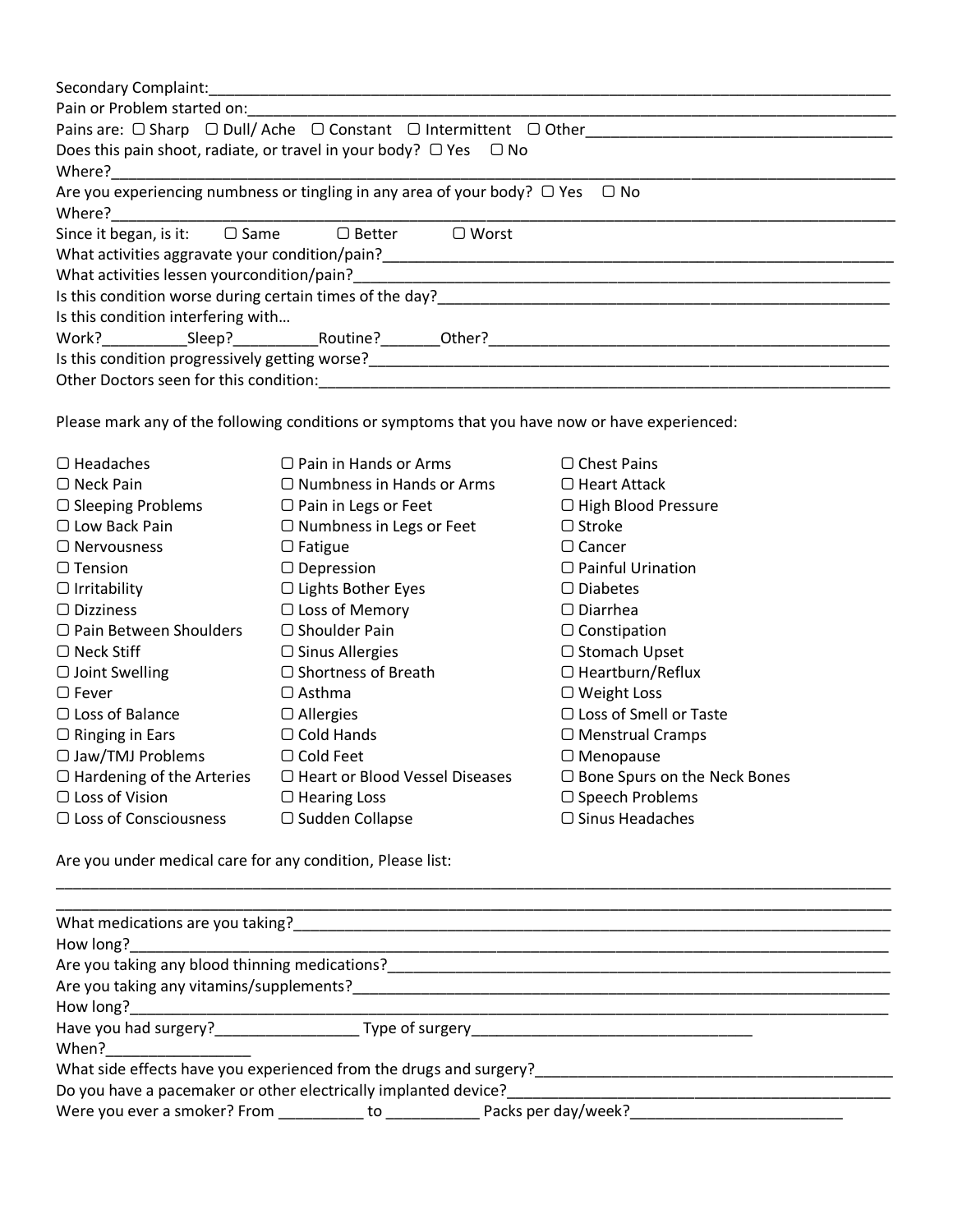Secondary Complaint:______________________________________________________________________________

Pain or Problem started on:_________________________________________________________________________

Pains are: ☐ Sharp ☐ Dull/ Ache ☐ Constant ☐ Intermittent ☐ Other___________________________________

Does this pain shoot, radiate, or travel in your body? ☐ Yes ☐ No

Where?__________________________________________________________________________________________

Are you experiencing numbness or tingling in any area of your body? ☐ Yes ☐ No

Where?__________________________________________________________________________________________

Since it began, is it: ☐ Same ☐ Better ☐ Worst

What activities aggravate your condition/pain?____________________________________________________

What activities lessen yourcondition/pain?________________________________________________________

Is this condition worse during certain times of the day?_____________________________________________

Is this condition interfering with…

Work?__________Sleep?__________Routine?_______Other?_____________________________________________

Is this condition progressively getting worse?______________________________________________________

Other Doctors seen for this condition:____________________________________________________________

Please mark any of the following conditions or symptoms that you have now or have experienced:

| | | |
|---|---|---|
| ☐ Headaches | ☐ Pain in Hands or Arms | ☐ Chest Pains |
| ☐ Neck Pain | ☐ Numbness in Hands or Arms | ☐ Heart Attack |
| ☐ Sleeping Problems | ☐ Pain in Legs or Feet | ☐ High Blood Pressure |
| ☐ Low Back Pain | ☐ Numbness in Legs or Feet | ☐ Stroke |
| ☐ Nervousness | ☐ Fatigue | ☐ Cancer |
| ☐ Tension | ☐ Depression | ☐ Painful Urination |
| ☐ Irritability | ☐ Lights Bother Eyes | ☐ Diabetes |
| ☐ Dizziness | ☐ Loss of Memory | ☐ Diarrhea |
| ☐ Pain Between Shoulders | ☐ Shoulder Pain | ☐ Constipation |
| ☐ Neck Stiff | ☐ Sinus Allergies | ☐ Stomach Upset |
| ☐ Joint Swelling | ☐ Shortness of Breath | ☐ Heartburn/Reflux |
| ☐ Fever | ☐ Asthma | ☐ Weight Loss |
| ☐ Loss of Balance | ☐ Allergies | ☐ Loss of Smell or Taste |
| ☐ Ringing in Ears | ☐ Cold Hands | ☐ Menstrual Cramps |
| ☐ Jaw/TMJ Problems | ☐ Cold Feet | ☐ Menopause |
| ☐ Hardening of the Arteries | ☐ Heart or Blood Vessel Diseases | ☐ Bone Spurs on the Neck Bones |
| ☐ Loss of Vision | ☐ Hearing Loss | ☐ Speech Problems |
| ☐ Loss of Consciousness | ☐ Sudden Collapse | ☐ Sinus Headaches |

Are you under medical care for any condition, Please list:

________________________________________________________________________________________________

________________________________________________________________________________________________

What medications are you taking?_______________________________________________________________

How long?_______________________________________________________________________________________

Are you taking any blood thinning medications?____________________________________________________

Are you taking any vitamins/supplements?_________________________________________________________

How long?_______________________________________________________________________________________

Have you had surgery?_________________ Type of surgery__________________________________

When?_________________

What side effects have you experienced from the drugs and surgery?__________________________________

Do you have a pacemaker or other electrically implanted device?_____________________________________

Were you ever a smoker? From __________ to ___________ Packs per day/week?_________________________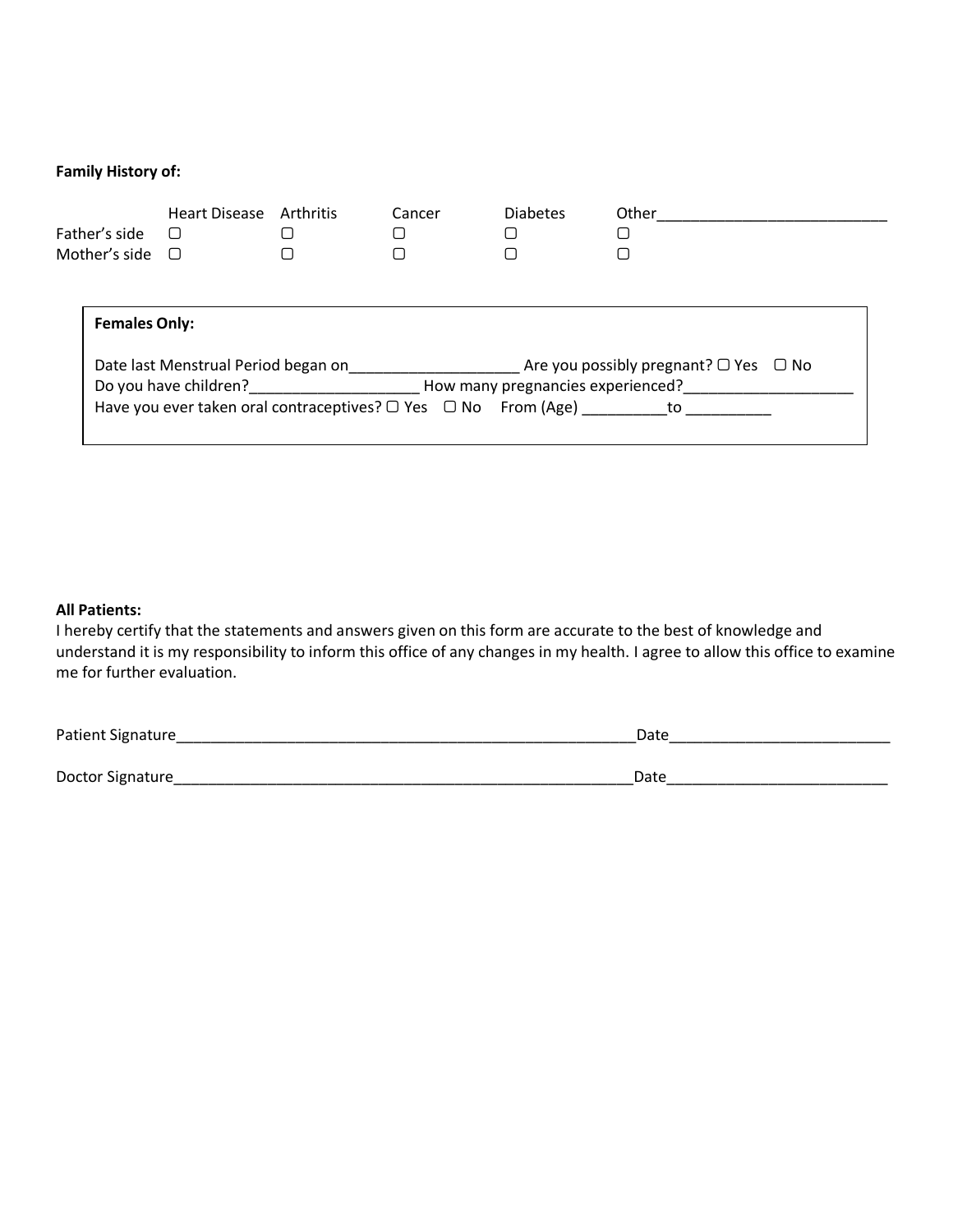**Family History of:**

| | Heart Disease | Arthritis | Cancer | Diabetes | Other___________________________ |
|---|---|---|---|---|---|
| Father's side | ▢ | ▢ | ▢ | ▢ | ▢ |
| Mother's side | ▢ | ▢ | ▢ | ▢ | ▢ |

**Females Only:**

Date last Menstrual Period began on____________________ Are you possibly pregnant? ▢ Yes ▢ No
Do you have children?____________________ How many pregnancies experienced?____________________
Have you ever taken oral contraceptives? ▢ Yes ▢ No From (Age) __________to __________

**All Patients:**
I hereby certify that the statements and answers given on this form are accurate to the best of knowledge and understand it is my responsibility to inform this office of any changes in my health. I agree to allow this office to examine me for further evaluation.

Patient Signature________________________________________________________Date__________________________

Doctor Signature_________________________________________________________Date__________________________